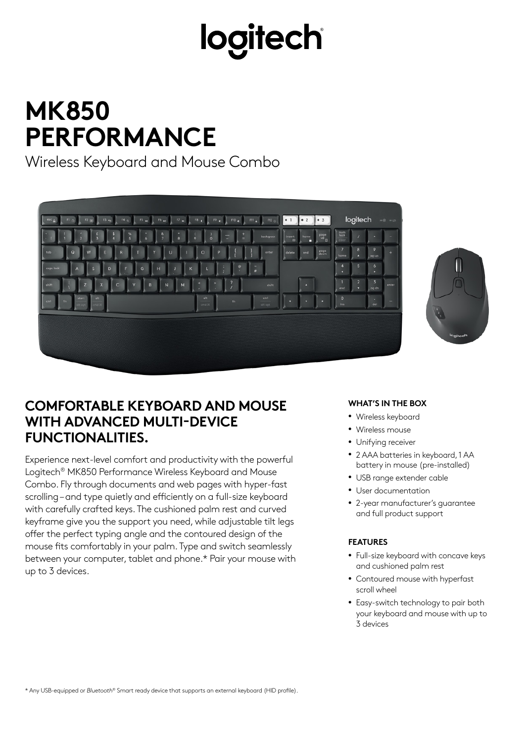# logitech

# MK850 PERFORMANCE

Wireless Keyboard and Mouse Combo

## COMFORTABLE KEYBOARD AND MOUSE WITH ADVANCED MULTI-DEVICE FUNCTIONALITIES.

Experience next-level comfort and productivity with the powerful Logitech® MK850 Performance Wireless Keyboard and Mouse Combo. Fly through documents and web pages with hyper-fast scrolling – and type quietly and efficiently on a full-size keyboard with carefully crafted keys. The cushioned palm rest and curved keyframe give you the support you need, while adjustable tilt legs offer the perfect typing angle and the contoured design of the mouse fits comfortably in your palm. Type and switch seamlessly between your computer, tablet and phone.* Pair your mouse with up to 3 devices.

### WHAT'S IN THE BOX

- Wireless keyboard
- Wireless mouse
- Unifying receiver
- 2 AAA batteries in keyboard, 1 AA battery in mouse (pre-installed)
- USB range extender cable
- User documentation
- 2-year manufacturer's guarantee and full product support

### FEATURES

- Full-size keyboard with concave keys and cushioned palm rest
- Contoured mouse with hyperfast scroll wheel
- Easy-switch technology to pair both your keyboard and mouse with up to 3 devices

\* Any USB-equipped or *Bluetooth®* Smart ready device that supports an external keyboard (HID profile).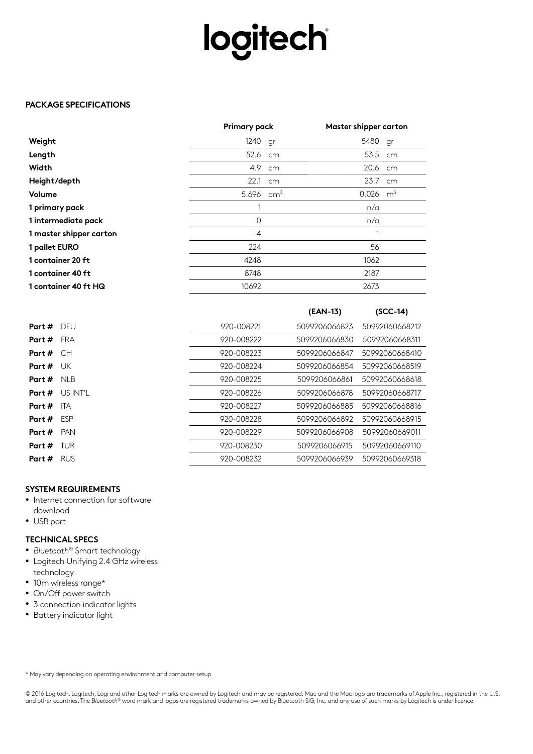# logitech

## PACKAGE SPECIFICATIONS

| | Primary pack | Master shipper carton |
|---|---|---|
| **Weight** | 1240 gr | 5480 gr |
| **Length** | 52.6 cm | 53.5 cm |
| **Width** | 4.9 cm | 20.6 cm |
| **Height/depth** | 22.1 cm | 23.7 cm |
| **Volume** | 5.696 $dm^3$ | 0.026 $m^3$ |
| **1 primary pack** | 1 | n/a |
| **1 intermediate pack** | 0 | n/a |
| **1 master shipper carton** | 4 | 1 |
| **1 pallet EURO** | 224 | 56 |
| **1 container 20 ft** | 4248 | 1062 |
| **1 container 40 ft** | 8748 | 2187 |
| **1 container 40 ft HQ** | 10692 | 2673 |

| | | (EAN-13) | (SCC-14) |
|---|---|---|---|
| **Part #** DEU | 920-008221 | 5099206066823 | 50992060668212 |
| **Part #** FRA | 920-008222 | 5099206066830 | 50992060668311 |
| **Part #** CH | 920-008223 | 5099206066847 | 50992060668410 |
| **Part #** UK | 920-008224 | 5099206066854 | 50992060668519 |
| **Part #** NLB | 920-008225 | 5099206066861 | 50992060668618 |
| **Part #** US INT'L | 920-008226 | 5099206066878 | 50992060668717 |
| **Part #** ITA | 920-008227 | 5099206066885 | 50992060668816 |
| **Part #** ESP | 920-008228 | 5099206066892 | 50992060668915 |
| **Part #** PAN | 920-008229 | 5099206066908 | 50992060669011 |
| **Part #** TUR | 920-008230 | 5099206066915 | 50992060669110 |
| **Part #** RUS | 920-008232 | 5099206066939 | 50992060669318 |

## SYSTEM REQUIREMENTS

- Internet connection for software download
- USB port

## TECHNICAL SPECS

- *Bluetooth*® Smart technology
- Logitech Unifying 2.4 GHz wireless technology
- 10m wireless range*
- On/Off power switch
- 3 connection indicator lights
- Battery indicator light

* May vary depending on operating environment and computer setup

© 2016 Logitech. Logitech, Logi and other Logitech marks are owned by Logitech and may be registered. Mac and the Mac logo are trademarks of Apple Inc., registered in the U.S. and other countries. The *Bluetooth*® word mark and logos are registered trademarks owned by Bluetooth SIG, Inc. and any use of such marks by Logitech is under licence.